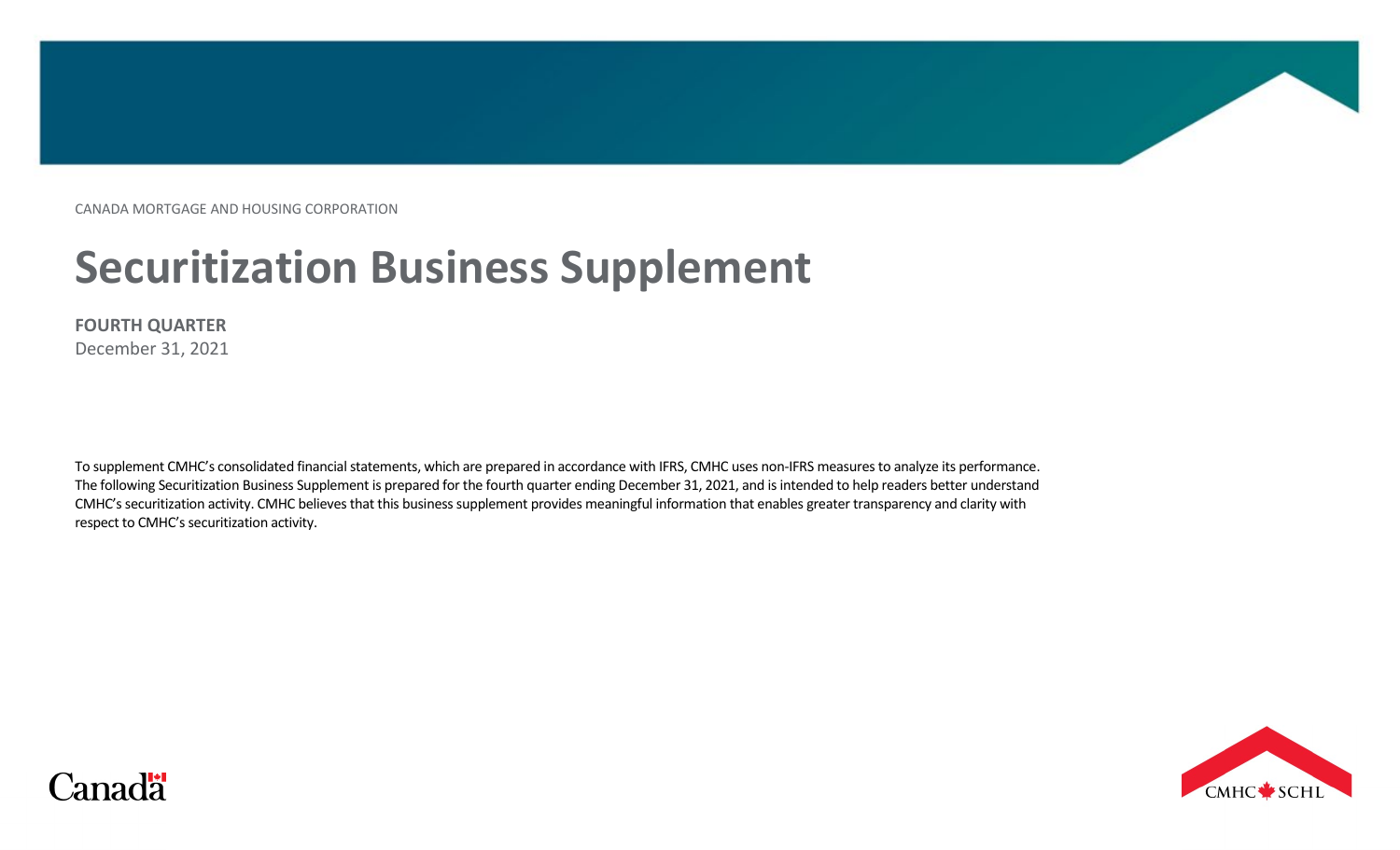CANADA MORTGAGE AND HOUSING CORPORATION

# Securitization Business Supplement

**FOURTH QUARTER**
December 31, 2021

To supplement CMHC's consolidated financial statements, which are prepared in accordance with IFRS, CMHC uses non-IFRS measures to analyze its performance. The following Securitization Business Supplement is prepared for the fourth quarter ending December 31, 2021, and is intended to help readers better understand CMHC's securitization activity. CMHC believes that this business supplement provides meaningful information that enables greater transparency and clarity with respect to CMHC's securitization activity.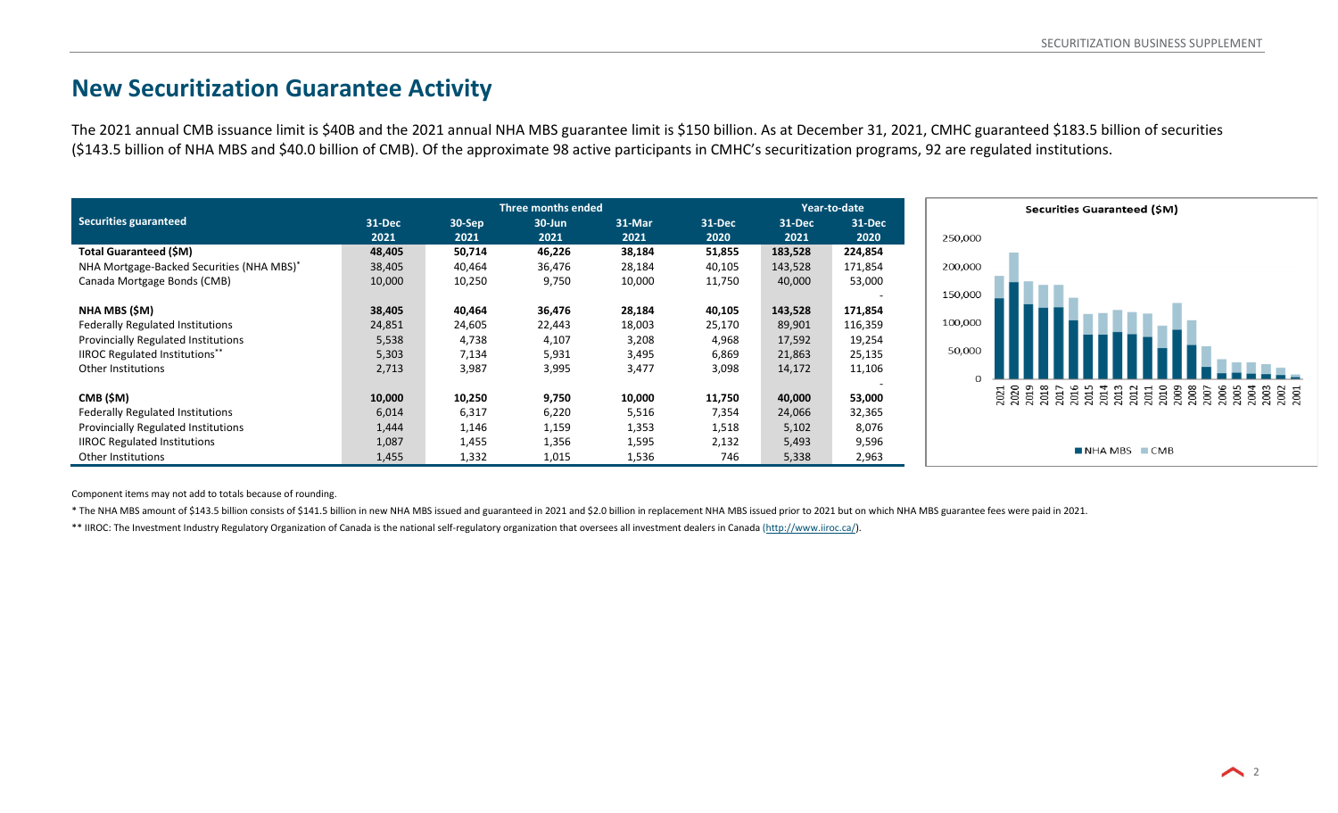## New Securitization Guarantee Activity

The 2021 annual CMB issuance limit is $40B and the 2021 annual NHA MBS guarantee limit is $150 billion. As at December 31, 2021, CMHC guaranteed $183.5 billion of securities ($143.5 billion of NHA MBS and $40.0 billion of CMB). Of the approximate 98 active participants in CMHC's securitization programs, 92 are regulated institutions.

| Securities guaranteed | Three months ended | | | | | Year-to-date | |
|---|---|---|---|---|---|---|---|
| | 31-Dec 2021 | 30-Sep 2021 | 30-Jun 2021 | 31-Mar 2021 | 31-Dec 2020 | 31-Dec 2021 | 31-Dec 2020 |
| **Total Guaranteed ($M)** | **48,405** | **50,714** | **46,226** | **38,184** | **51,855** | **183,528** | **224,854** |
| NHA Mortgage-Backed Securities (NHA MBS)* | 38,405 | 40,464 | 36,476 | 28,184 | 40,105 | 143,528 | 171,854 |
| Canada Mortgage Bonds (CMB) | 10,000 | 10,250 | 9,750 | 10,000 | 11,750 | 40,000 | 53,000 |
| | | | | | | | - |
| **NHA MBS ($M)** | **38,405** | **40,464** | **36,476** | **28,184** | **40,105** | **143,528** | **171,854** |
| Federally Regulated Institutions | 24,851 | 24,605 | 22,443 | 18,003 | 25,170 | 89,901 | 116,359 |
| Provincially Regulated Institutions | 5,538 | 4,738 | 4,107 | 3,208 | 4,968 | 17,592 | 19,254 |
| IIROC Regulated Institutions** | 5,303 | 7,134 | 5,931 | 3,495 | 6,869 | 21,863 | 25,135 |
| Other Institutions | 2,713 | 3,987 | 3,995 | 3,477 | 3,098 | 14,172 | 11,106 |
| | | | | | | | - |
| **CMB ($M)** | **10,000** | **10,250** | **9,750** | **10,000** | **11,750** | **40,000** | **53,000** |
| Federally Regulated Institutions | 6,014 | 6,317 | 6,220 | 5,516 | 7,354 | 24,066 | 32,365 |
| Provincially Regulated Institutions | 1,444 | 1,146 | 1,159 | 1,353 | 1,518 | 5,102 | 8,076 |
| IIROC Regulated Institutions | 1,087 | 1,455 | 1,356 | 1,595 | 2,132 | 5,493 | 9,596 |
| Other Institutions | 1,455 | 1,332 | 1,015 | 1,536 | 746 | 5,338 | 2,963 |

**Securities Guaranteed ($M)**

250,000
200,000
150,000
100,000
50,000
0

2021 2020 2019 2018 2017 2016 2015 2014 2013 2012 2011 2010 2009 2008 2007 2006 2005 2004 2003 2002 2001

NHA MBS   CMB

Component items may not add to totals because of rounding.

* The NHA MBS amount of $143.5 billion consists of $141.5 billion in new NHA MBS issued and guaranteed in 2021 and $2.0 billion in replacement NHA MBS issued prior to 2021 but on which NHA MBS guarantee fees were paid in 2021.

** IIROC: The Investment Industry Regulatory Organization of Canada is the national self-regulatory organization that oversees all investment dealers in Canada (http://www.iiroc.ca/).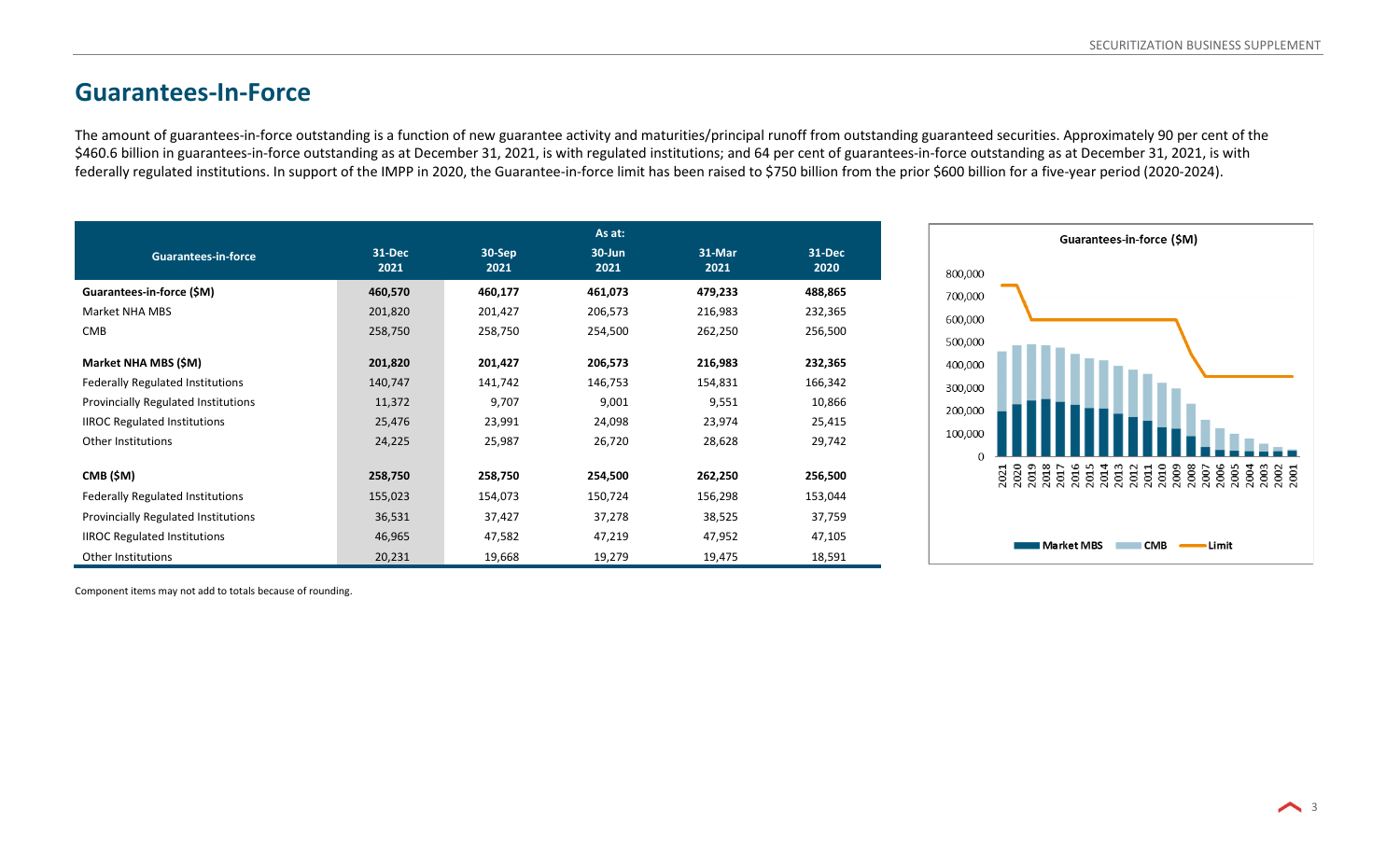## Guarantees-In-Force

The amount of guarantees-in-force outstanding is a function of new guarantee activity and maturities/principal runoff from outstanding guaranteed securities. Approximately 90 per cent of the $460.6 billion in guarantees-in-force outstanding as at December 31, 2021, is with regulated institutions; and 64 per cent of guarantees-in-force outstanding as at December 31, 2021, is with federally regulated institutions. In support of the IMPP in 2020, the Guarantee-in-force limit has been raised to $750 billion from the prior $600 billion for a five-year period (2020-2024).

| Guarantees-in-force | As at: | | | | |
|---|---|---|---|---|---|
| | 31-Dec 2021 | 30-Sep 2021 | 30-Jun 2021 | 31-Mar 2021 | 31-Dec 2020 |
| **Guarantees-in-force ($M)** | **460,570** | **460,177** | **461,073** | **479,233** | **488,865** |
| Market NHA MBS | 201,820 | 201,427 | 206,573 | 216,983 | 232,365 |
| CMB | 258,750 | 258,750 | 254,500 | 262,250 | 256,500 |
| **Market NHA MBS ($M)** | **201,820** | **201,427** | **206,573** | **216,983** | **232,365** |
| Federally Regulated Institutions | 140,747 | 141,742 | 146,753 | 154,831 | 166,342 |
| Provincially Regulated Institutions | 11,372 | 9,707 | 9,001 | 9,551 | 10,866 |
| IIROC Regulated Institutions | 25,476 | 23,991 | 24,098 | 23,974 | 25,415 |
| Other Institutions | 24,225 | 25,987 | 26,720 | 28,628 | 29,742 |
| **CMB ($M)** | **258,750** | **258,750** | **254,500** | **262,250** | **256,500** |
| Federally Regulated Institutions | 155,023 | 154,073 | 150,724 | 156,298 | 153,044 |
| Provincially Regulated Institutions | 36,531 | 37,427 | 37,278 | 38,525 | 37,759 |
| IIROC Regulated Institutions | 46,965 | 47,582 | 47,219 | 47,952 | 47,105 |
| Other Institutions | 20,231 | 19,668 | 19,279 | 19,475 | 18,591 |

Component items may not add to totals because of rounding.

**Guarantees-in-force ($M)**

[Chart: stacked bars by year 2021–2001 (Market MBS, CMB) with Limit line; y-axis 0 to 800,000]

Market MBS | CMB | Limit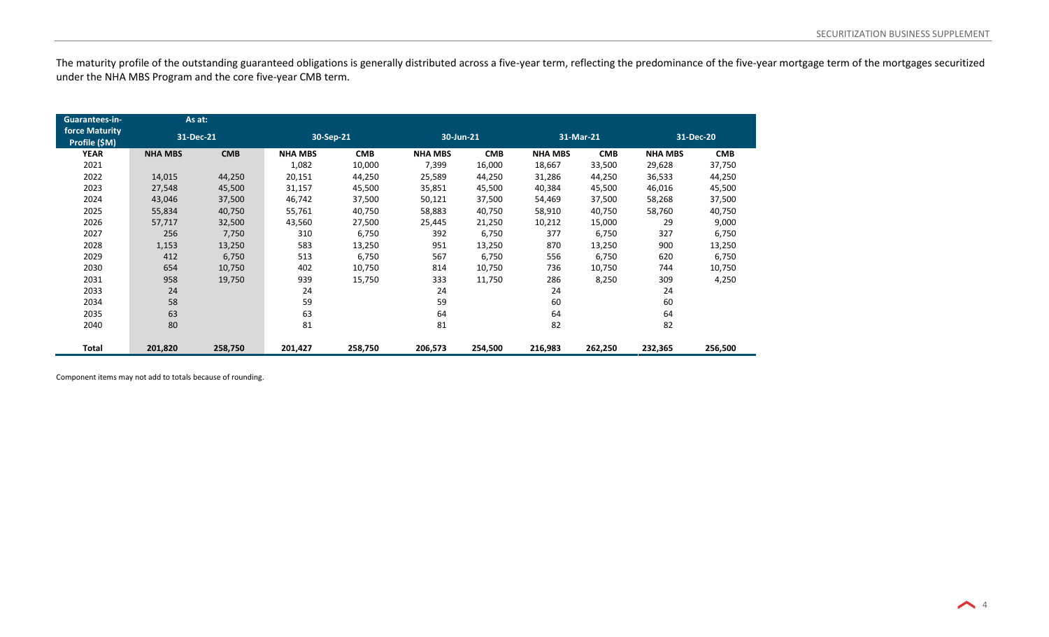The maturity profile of the outstanding guaranteed obligations is generally distributed across a five-year term, reflecting the predominance of the five-year mortgage term of the mortgages securitized under the NHA MBS Program and the core five-year CMB term.

| Guarantees-in-force Maturity Profile ($M) | As at: 31-Dec-21 | | 30-Sep-21 | | 30-Jun-21 | | 31-Mar-21 | | 31-Dec-20 | |
|---|---|---|---|---|---|---|---|---|---|---|
| **YEAR** | **NHA MBS** | **CMB** | **NHA MBS** | **CMB** | **NHA MBS** | **CMB** | **NHA MBS** | **CMB** | **NHA MBS** | **CMB** |
| 2021 | | | 1,082 | 10,000 | 7,399 | 16,000 | 18,667 | 33,500 | 29,628 | 37,750 |
| 2022 | 14,015 | 44,250 | 20,151 | 44,250 | 25,589 | 44,250 | 31,286 | 44,250 | 36,533 | 44,250 |
| 2023 | 27,548 | 45,500 | 31,157 | 45,500 | 35,851 | 45,500 | 40,384 | 45,500 | 46,016 | 45,500 |
| 2024 | 43,046 | 37,500 | 46,742 | 37,500 | 50,121 | 37,500 | 54,469 | 37,500 | 58,268 | 37,500 |
| 2025 | 55,834 | 40,750 | 55,761 | 40,750 | 58,883 | 40,750 | 58,910 | 40,750 | 58,760 | 40,750 |
| 2026 | 57,717 | 32,500 | 43,560 | 27,500 | 25,445 | 21,250 | 10,212 | 15,000 | 29 | 9,000 |
| 2027 | 256 | 7,750 | 310 | 6,750 | 392 | 6,750 | 377 | 6,750 | 327 | 6,750 |
| 2028 | 1,153 | 13,250 | 583 | 13,250 | 951 | 13,250 | 870 | 13,250 | 900 | 13,250 |
| 2029 | 412 | 6,750 | 513 | 6,750 | 567 | 6,750 | 556 | 6,750 | 620 | 6,750 |
| 2030 | 654 | 10,750 | 402 | 10,750 | 814 | 10,750 | 736 | 10,750 | 744 | 10,750 |
| 2031 | 958 | 19,750 | 939 | 15,750 | 333 | 11,750 | 286 | 8,250 | 309 | 4,250 |
| 2033 | 24 | | 24 | | 24 | | 24 | | 24 | |
| 2034 | 58 | | 59 | | 59 | | 60 | | 60 | |
| 2035 | 63 | | 63 | | 64 | | 64 | | 64 | |
| 2040 | 80 | | 81 | | 81 | | 82 | | 82 | |
| **Total** | **201,820** | **258,750** | **201,427** | **258,750** | **206,573** | **254,500** | **216,983** | **262,250** | **232,365** | **256,500** |

Component items may not add to totals because of rounding.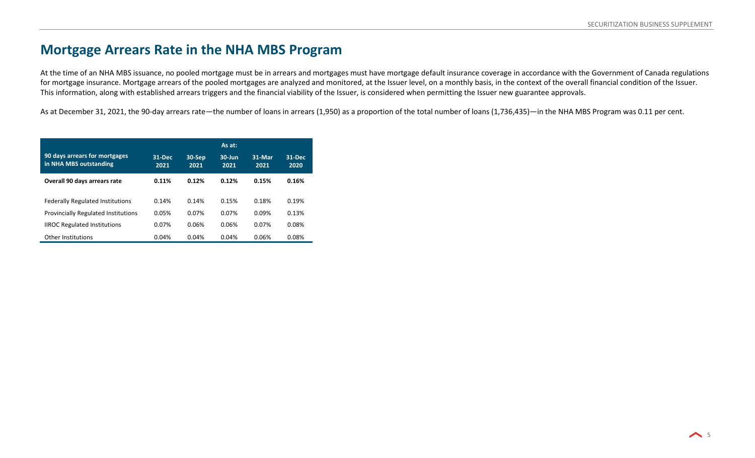# Mortgage Arrears Rate in the NHA MBS Program

At the time of an NHA MBS issuance, no pooled mortgage must be in arrears and mortgages must have mortgage default insurance coverage in accordance with the Government of Canada regulations for mortgage insurance. Mortgage arrears of the pooled mortgages are analyzed and monitored, at the Issuer level, on a monthly basis, in the context of the overall financial condition of the Issuer. This information, along with established arrears triggers and the financial viability of the Issuer, is considered when permitting the Issuer new guarantee approvals.

As at December 31, 2021, the 90-day arrears rate—the number of loans in arrears (1,950) as a proportion of the total number of loans (1,736,435)—in the NHA MBS Program was 0.11 per cent.

| 90 days arrears for mortgages in NHA MBS outstanding | As at: 31-Dec 2021 | 30-Sep 2021 | 30-Jun 2021 | 31-Mar 2021 | 31-Dec 2020 |
|---|---|---|---|---|---|
| **Overall 90 days arrears rate** | **0.11%** | **0.12%** | **0.12%** | **0.15%** | **0.16%** |
| Federally Regulated Institutions | 0.14% | 0.14% | 0.15% | 0.18% | 0.19% |
| Provincially Regulated Institutions | 0.05% | 0.07% | 0.07% | 0.09% | 0.13% |
| IIROC Regulated Institutions | 0.07% | 0.06% | 0.06% | 0.07% | 0.08% |
| Other Institutions | 0.04% | 0.04% | 0.04% | 0.06% | 0.08% |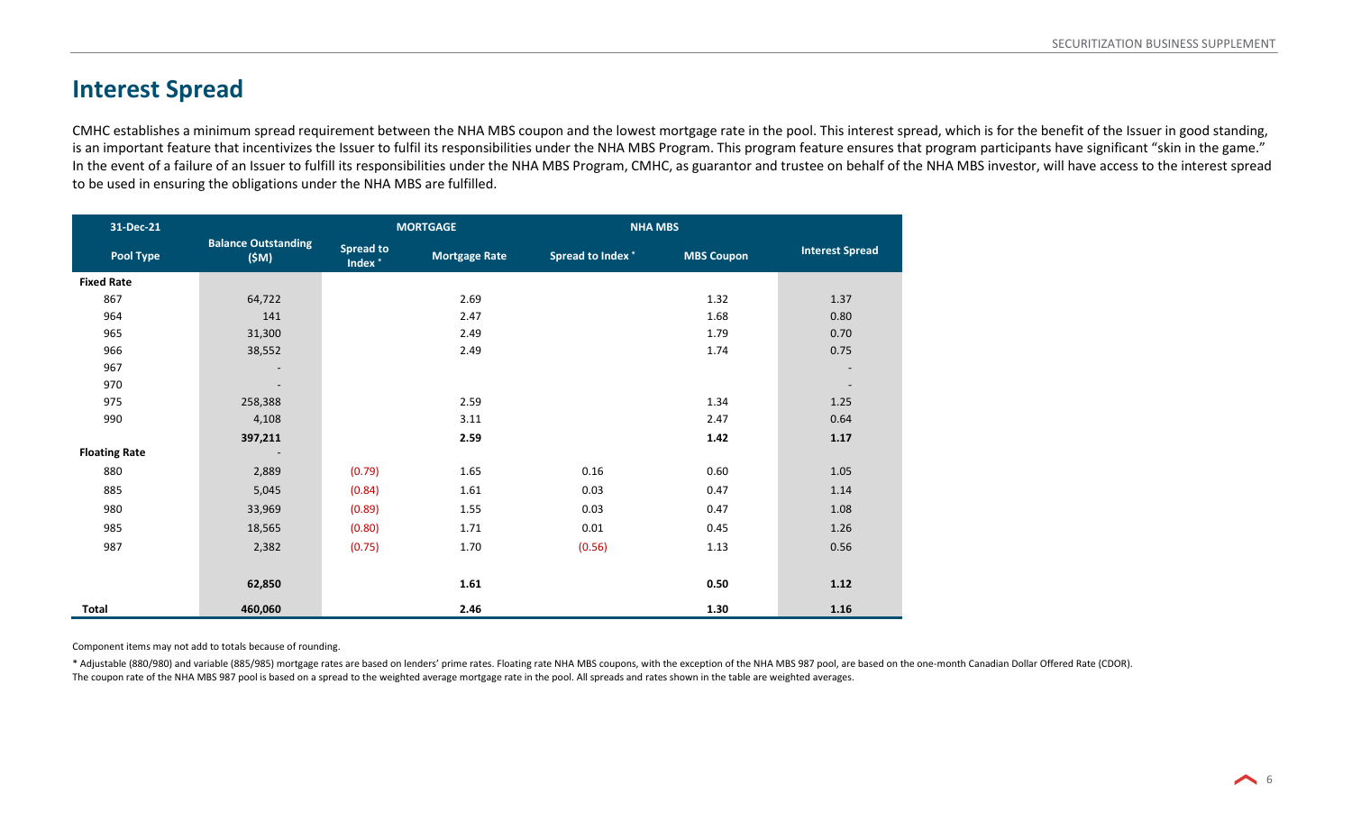## Interest Spread

CMHC establishes a minimum spread requirement between the NHA MBS coupon and the lowest mortgage rate in the pool. This interest spread, which is for the benefit of the Issuer in good standing, is an important feature that incentivizes the Issuer to fulfil its responsibilities under the NHA MBS Program. This program feature ensures that program participants have significant "skin in the game." In the event of a failure of an Issuer to fulfill its responsibilities under the NHA MBS Program, CMHC, as guarantor and trustee on behalf of the NHA MBS investor, will have access to the interest spread to be used in ensuring the obligations under the NHA MBS are fulfilled.

| 31-Dec-21 | | MORTGAGE | | NHA MBS | | |
|---|---|---|---|---|---|---|
| **Pool Type** | **Balance Outstanding ($M)** | **Spread to Index \*** | **Mortgage Rate** | **Spread to Index \*** | **MBS Coupon** | **Interest Spread** |
| **Fixed Rate** | | | | | | |
| 867 | 64,722 | | 2.69 | | 1.32 | 1.37 |
| 964 | 141 | | 2.47 | | 1.68 | 0.80 |
| 965 | 31,300 | | 2.49 | | 1.79 | 0.70 |
| 966 | 38,552 | | 2.49 | | 1.74 | 0.75 |
| 967 | - | | | | | - |
| 970 | - | | | | | - |
| 975 | 258,388 | | 2.59 | | 1.34 | 1.25 |
| 990 | 4,108 | | 3.11 | | 2.47 | 0.64 |
| | **397,211** | | **2.59** | | **1.42** | **1.17** |
| **Floating Rate** | - | | | | | |
| 880 | 2,889 | (0.79) | 1.65 | 0.16 | 0.60 | 1.05 |
| 885 | 5,045 | (0.84) | 1.61 | 0.03 | 0.47 | 1.14 |
| 980 | 33,969 | (0.89) | 1.55 | 0.03 | 0.47 | 1.08 |
| 985 | 18,565 | (0.80) | 1.71 | 0.01 | 0.45 | 1.26 |
| 987 | 2,382 | (0.75) | 1.70 | (0.56) | 1.13 | 0.56 |
| | **62,850** | | **1.61** | | **0.50** | **1.12** |
| **Total** | **460,060** | | **2.46** | | **1.30** | **1.16** |

Component items may not add to totals because of rounding.

\* Adjustable (880/980) and variable (885/985) mortgage rates are based on lenders' prime rates. Floating rate NHA MBS coupons, with the exception of the NHA MBS 987 pool, are based on the one-month Canadian Dollar Offered Rate (CDOR). The coupon rate of the NHA MBS 987 pool is based on a spread to the weighted average mortgage rate in the pool. All spreads and rates shown in the table are weighted averages.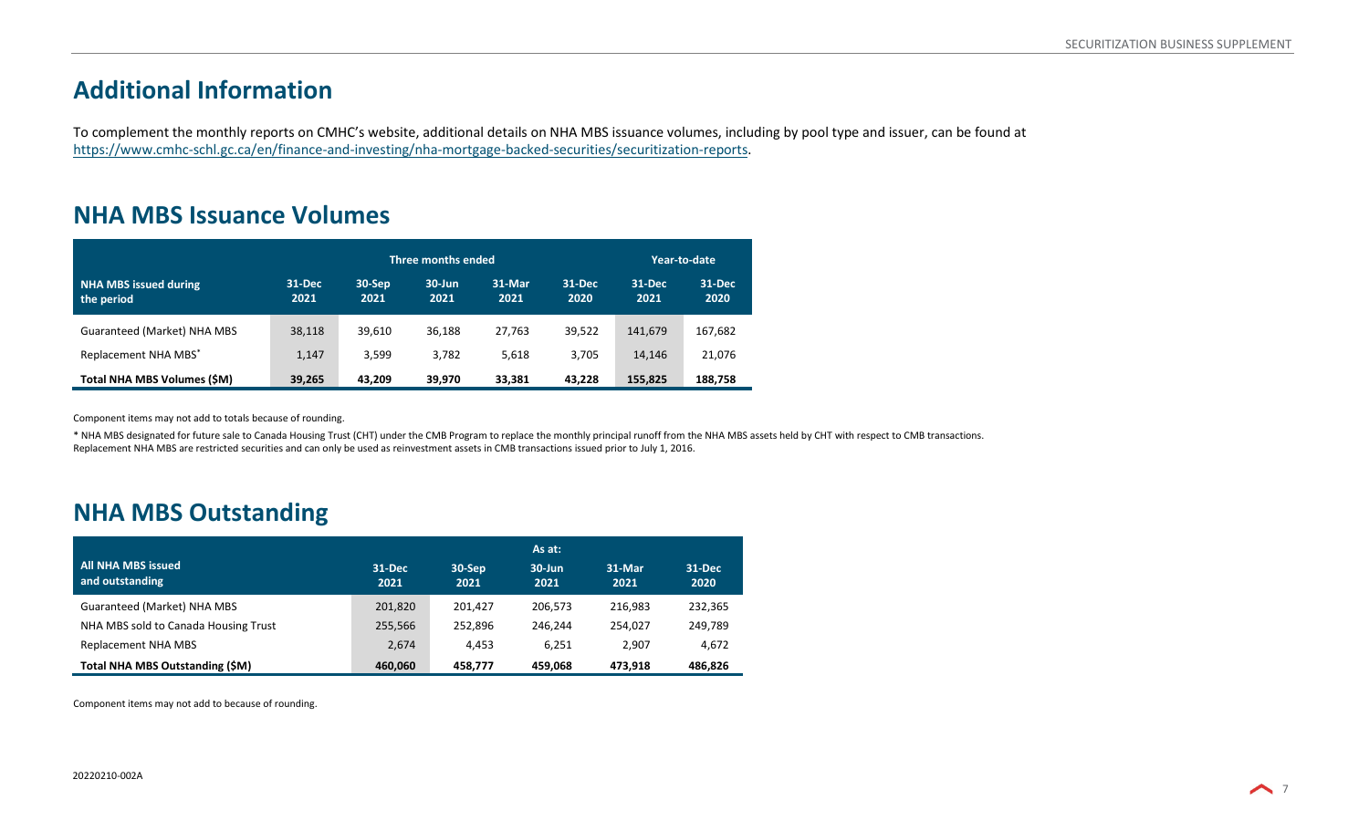## Additional Information

To complement the monthly reports on CMHC's website, additional details on NHA MBS issuance volumes, including by pool type and issuer, can be found at https://www.cmhc-schl.gc.ca/en/finance-and-investing/nha-mortgage-backed-securities/securitization-reports.

## NHA MBS Issuance Volumes

| | Three months ended | | | | | Year-to-date | |
|---|---|---|---|---|---|---|---|
| **NHA MBS issued during the period** | **31-Dec 2021** | **30-Sep 2021** | **30-Jun 2021** | **31-Mar 2021** | **31-Dec 2020** | **31-Dec 2021** | **31-Dec 2020** |
| Guaranteed (Market) NHA MBS | 38,118 | 39,610 | 36,188 | 27,763 | 39,522 | 141,679 | 167,682 |
| Replacement NHA MBS* | 1,147 | 3,599 | 3,782 | 5,618 | 3,705 | 14,146 | 21,076 |
| **Total NHA MBS Volumes ($M)** | **39,265** | **43,209** | **39,970** | **33,381** | **43,228** | **155,825** | **188,758** |

Component items may not add to totals because of rounding.

* NHA MBS designated for future sale to Canada Housing Trust (CHT) under the CMB Program to replace the monthly principal runoff from the NHA MBS assets held by CHT with respect to CMB transactions. Replacement NHA MBS are restricted securities and can only be used as reinvestment assets in CMB transactions issued prior to July 1, 2016.

## NHA MBS Outstanding

| | As at: | | | | |
|---|---|---|---|---|---|
| **All NHA MBS issued and outstanding** | **31-Dec 2021** | **30-Sep 2021** | **30-Jun 2021** | **31-Mar 2021** | **31-Dec 2020** |
| Guaranteed (Market) NHA MBS | 201,820 | 201,427 | 206,573 | 216,983 | 232,365 |
| NHA MBS sold to Canada Housing Trust | 255,566 | 252,896 | 246,244 | 254,027 | 249,789 |
| Replacement NHA MBS | 2,674 | 4,453 | 6,251 | 2,907 | 4,672 |
| **Total NHA MBS Outstanding ($M)** | **460,060** | **458,777** | **459,068** | **473,918** | **486,826** |

Component items may not add to because of rounding.

20220210-002A